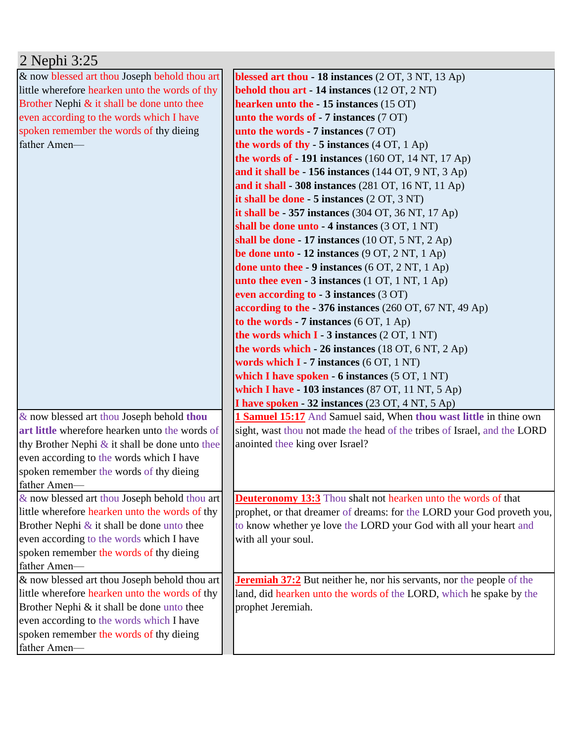# 2 Nephi 3:25

| | |
|---|---|
| & now blessed art thou Joseph behold thou art little wherefore hearken unto the words of thy Brother Nephi & it shall be done unto thee even according to the words which I have spoken remember the words of thy dieing father Amen— | **blessed art thou - 18 instances** (2 OT, 3 NT, 13 Ap)<br>**behold thou art - 14 instances** (12 OT, 2 NT)<br>**hearken unto the - 15 instances** (15 OT)<br>**unto the words of - 7 instances** (7 OT)<br>**unto the words - 7 instances** (7 OT)<br>**the words of thy - 5 instances** (4 OT, 1 Ap)<br>**the words of - 191 instances** (160 OT, 14 NT, 17 Ap)<br>**and it shall be - 156 instances** (144 OT, 9 NT, 3 Ap)<br>**and it shall - 308 instances** (281 OT, 16 NT, 11 Ap)<br>**it shall be done - 5 instances** (2 OT, 3 NT)<br>**it shall be - 357 instances** (304 OT, 36 NT, 17 Ap)<br>**shall be done unto - 4 instances** (3 OT, 1 NT)<br>**shall be done - 17 instances** (10 OT, 5 NT, 2 Ap)<br>**be done unto - 12 instances** (9 OT, 2 NT, 1 Ap)<br>**done unto thee - 9 instances** (6 OT, 2 NT, 1 Ap)<br>**unto thee even - 3 instances** (1 OT, 1 NT, 1 Ap)<br>**even according to - 3 instances** (3 OT)<br>**according to the - 376 instances** (260 OT, 67 NT, 49 Ap)<br>**to the words - 7 instances** (6 OT, 1 Ap)<br>**the words which I - 3 instances** (2 OT, 1 NT)<br>**the words which - 26 instances** (18 OT, 6 NT, 2 Ap)<br>**words which I - 7 instances** (6 OT, 1 NT)<br>**which I have spoken - 6 instances** (5 OT, 1 NT)<br>**which I have - 103 instances** (87 OT, 11 NT, 5 Ap)<br>**I have spoken - 32 instances** (23 OT, 4 NT, 5 Ap) |
| & now blessed art thou Joseph behold **thou art little** wherefore hearken unto the words of thy Brother Nephi & it shall be done unto thee even according to the words which I have spoken remember the words of thy dieing father Amen— | **1 Samuel 15:17** And Samuel said, When **thou wast little** in thine own sight, wast thou not made the head of the tribes of Israel, and the LORD anointed thee king over Israel? |
| & now blessed art thou Joseph behold thou art little wherefore hearken unto the words of thy Brother Nephi & it shall be done unto thee even according to the words which I have spoken remember the words of thy dieing father Amen— | **Deuteronomy 13:3** Thou shalt not hearken unto the words of that prophet, or that dreamer of dreams: for the LORD your God proveth you, to know whether ye love the LORD your God with all your heart and with all your soul. |
| & now blessed art thou Joseph behold thou art little wherefore hearken unto the words of thy Brother Nephi & it shall be done unto thee even according to the words which I have spoken remember the words of thy dieing father Amen— | **Jeremiah 37:2** But neither he, nor his servants, nor the people of the land, did hearken unto the words of the LORD, which he spake by the prophet Jeremiah. |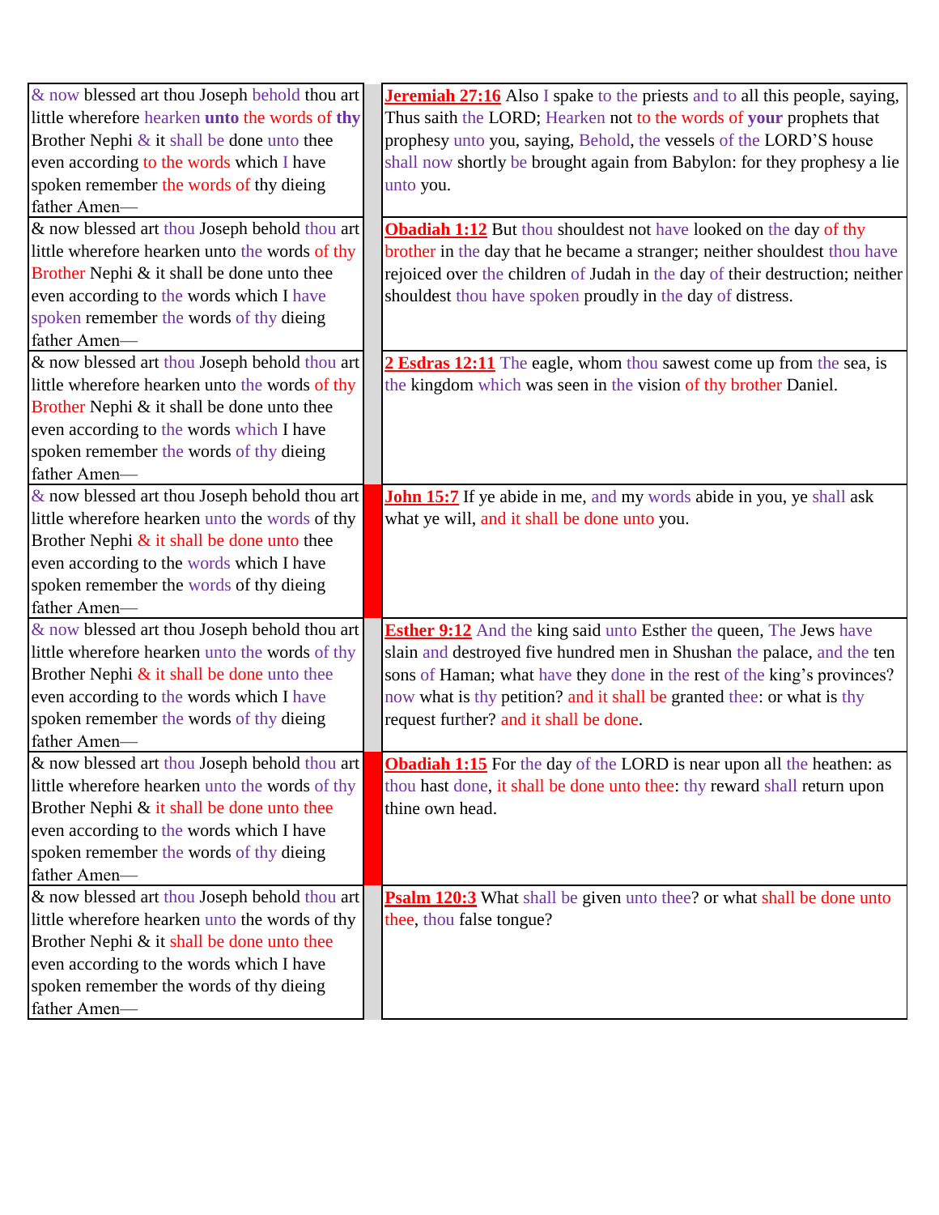| | | |
|---|---|---|
| & now blessed art thou Joseph behold thou art little wherefore hearken **unto** the words of **thy** Brother Nephi & it shall be done unto thee even according to the words which I have spoken remember the words of thy dieing father Amen— | | **Jeremiah 27:16** Also I spake to the priests and to all this people, saying, Thus saith the LORD; Hearken not to the words of **your** prophets that prophesy unto you, saying, Behold, the vessels of the LORD'S house shall now shortly be brought again from Babylon: for they prophesy a lie unto you. |
| & now blessed art thou Joseph behold thou art little wherefore hearken unto the words of thy Brother Nephi & it shall be done unto thee even according to the words which I have spoken remember the words of thy dieing father Amen— | | **Obadiah 1:12** But thou shouldest not have looked on the day of thy brother in the day that he became a stranger; neither shouldest thou have rejoiced over the children of Judah in the day of their destruction; neither shouldest thou have spoken proudly in the day of distress. |
| & now blessed art thou Joseph behold thou art little wherefore hearken unto the words of thy Brother Nephi & it shall be done unto thee even according to the words which I have spoken remember the words of thy dieing father Amen— | | **2 Esdras 12:11** The eagle, whom thou sawest come up from the sea, is the kingdom which was seen in the vision of thy brother Daniel. |
| & now blessed art thou Joseph behold thou art little wherefore hearken unto the words of thy Brother Nephi & it shall be done unto thee even according to the words which I have spoken remember the words of thy dieing father Amen— | | **John 15:7** If ye abide in me, and my words abide in you, ye shall ask what ye will, and it shall be done unto you. |
| & now blessed art thou Joseph behold thou art little wherefore hearken unto the words of thy Brother Nephi & it shall be done unto thee even according to the words which I have spoken remember the words of thy dieing father Amen— | | **Esther 9:12** And the king said unto Esther the queen, The Jews have slain and destroyed five hundred men in Shushan the palace, and the ten sons of Haman; what have they done in the rest of the king's provinces? now what is thy petition? and it shall be granted thee: or what is thy request further? and it shall be done. |
| & now blessed art thou Joseph behold thou art little wherefore hearken unto the words of thy Brother Nephi & it shall be done unto thee even according to the words which I have spoken remember the words of thy dieing father Amen— | | **Obadiah 1:15** For the day of the LORD is near upon all the heathen: as thou hast done, it shall be done unto thee: thy reward shall return upon thine own head. |
| & now blessed art thou Joseph behold thou art little wherefore hearken unto the words of thy Brother Nephi & it shall be done unto thee even according to the words which I have spoken remember the words of thy dieing father Amen— | | **Psalm 120:3** What shall be given unto thee? or what shall be done unto thee, thou false tongue? |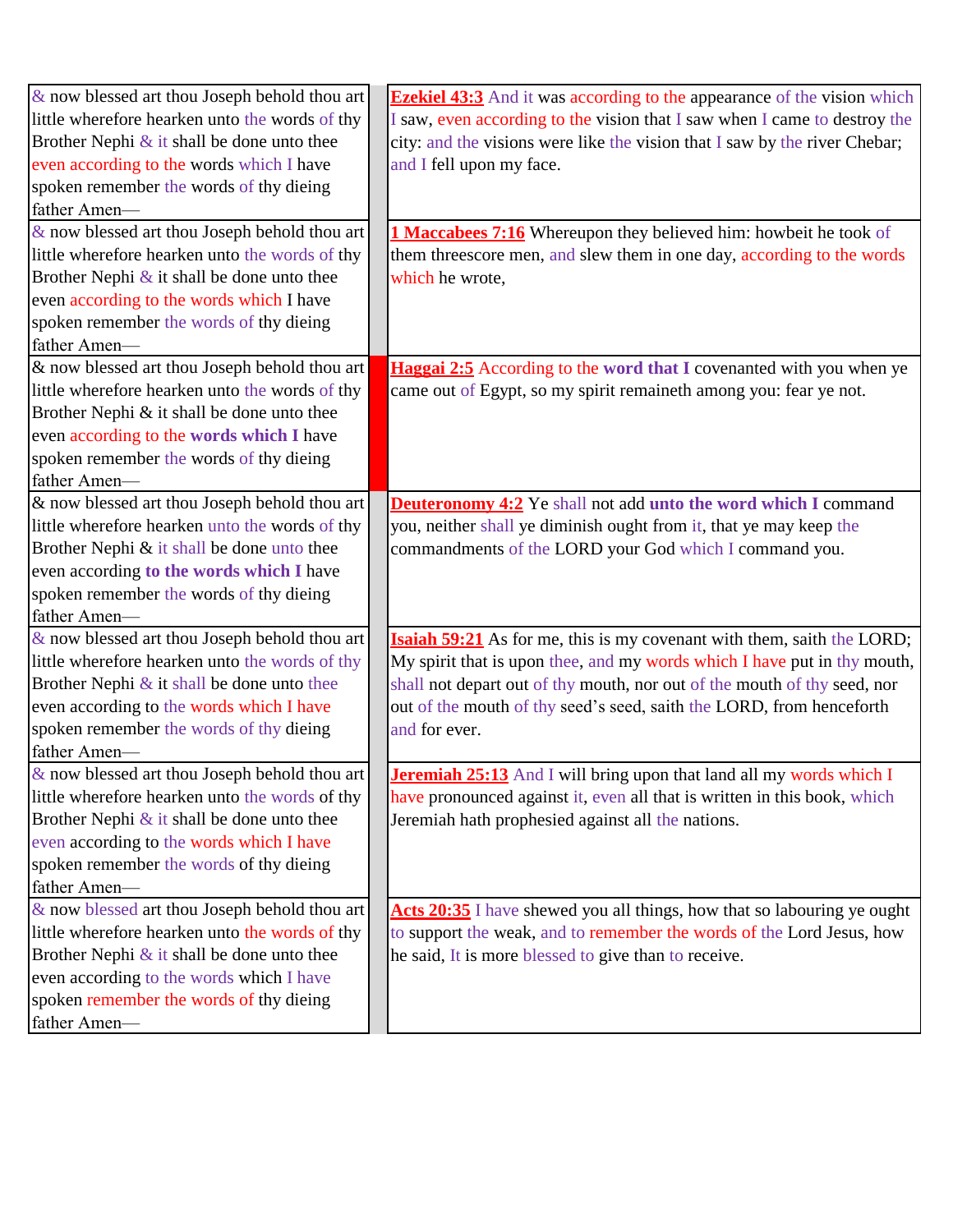| | | |
|---|---|---|
| & now blessed art thou Joseph behold thou art little wherefore hearken unto the words of thy Brother Nephi & it shall be done unto thee even according to the words which I have spoken remember the words of thy dieing father Amen— | | **Ezekiel 43:3** And it was according to the appearance of the vision which I saw, even according to the vision that I saw when I came to destroy the city: and the visions were like the vision that I saw by the river Chebar; and I fell upon my face. |
| & now blessed art thou Joseph behold thou art little wherefore hearken unto the words of thy Brother Nephi & it shall be done unto thee even according to the words which I have spoken remember the words of thy dieing father Amen— | | **1 Maccabees 7:16** Whereupon they believed him: howbeit he took of them threescore men, and slew them in one day, according to the words which he wrote, |
| & now blessed art thou Joseph behold thou art little wherefore hearken unto the words of thy Brother Nephi & it shall be done unto thee even according to the **words which I** have spoken remember the words of thy dieing father Amen— | | **Haggai 2:5** According to the **word that I** covenanted with you when ye came out of Egypt, so my spirit remaineth among you: fear ye not. |
| & now blessed art thou Joseph behold thou art little wherefore hearken unto the words of thy Brother Nephi & it shall be done unto thee even according **to the words which I** have spoken remember the words of thy dieing father Amen— | | **Deuteronomy 4:2** Ye shall not add **unto the word which I** command you, neither shall ye diminish ought from it, that ye may keep the commandments of the LORD your God which I command you. |
| & now blessed art thou Joseph behold thou art little wherefore hearken unto the words of thy Brother Nephi & it shall be done unto thee even according to the words which I have spoken remember the words of thy dieing father Amen— | | **Isaiah 59:21** As for me, this is my covenant with them, saith the LORD; My spirit that is upon thee, and my words which I have put in thy mouth, shall not depart out of thy mouth, nor out of the mouth of thy seed, nor out of the mouth of thy seed's seed, saith the LORD, from henceforth and for ever. |
| & now blessed art thou Joseph behold thou art little wherefore hearken unto the words of thy Brother Nephi & it shall be done unto thee even according to the words which I have spoken remember the words of thy dieing father Amen— | | **Jeremiah 25:13** And I will bring upon that land all my words which I have pronounced against it, even all that is written in this book, which Jeremiah hath prophesied against all the nations. |
| & now blessed art thou Joseph behold thou art little wherefore hearken unto the words of thy Brother Nephi & it shall be done unto thee even according to the words which I have spoken remember the words of thy dieing father Amen— | | **Acts 20:35** I have shewed you all things, how that so labouring ye ought to support the weak, and to remember the words of the Lord Jesus, how he said, It is more blessed to give than to receive. |